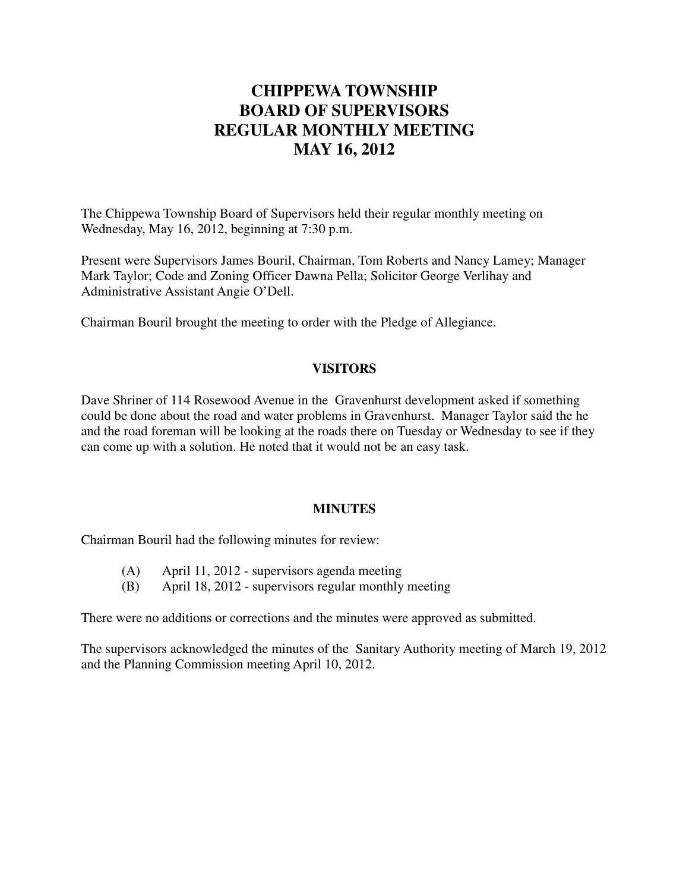# CHIPPEWA TOWNSHIP
# BOARD OF SUPERVISORS
# REGULAR MONTHLY MEETING
# MAY 16, 2012

The Chippewa Township Board of Supervisors held their regular monthly meeting on Wednesday, May 16, 2012, beginning at 7:30 p.m.

Present were Supervisors James Bouril, Chairman, Tom Roberts and Nancy Lamey; Manager Mark Taylor; Code and Zoning Officer Dawna Pella; Solicitor George Verlihay and Administrative Assistant Angie O'Dell.

Chairman Bouril brought the meeting to order with the Pledge of Allegiance.

## VISITORS

Dave Shriner of 114 Rosewood Avenue in the Gravenhurst development asked if something could be done about the road and water problems in Gravenhurst. Manager Taylor said the he and the road foreman will be looking at the roads there on Tuesday or Wednesday to see if they can come up with a solution. He noted that it would not be an easy task.

## MINUTES

Chairman Bouril had the following minutes for review:

(A) April 11, 2012 - supervisors agenda meeting
(B) April 18, 2012 - supervisors regular monthly meeting

There were no additions or corrections and the minutes were approved as submitted.

The supervisors acknowledged the minutes of the Sanitary Authority meeting of March 19, 2012 and the Planning Commission meeting April 10, 2012.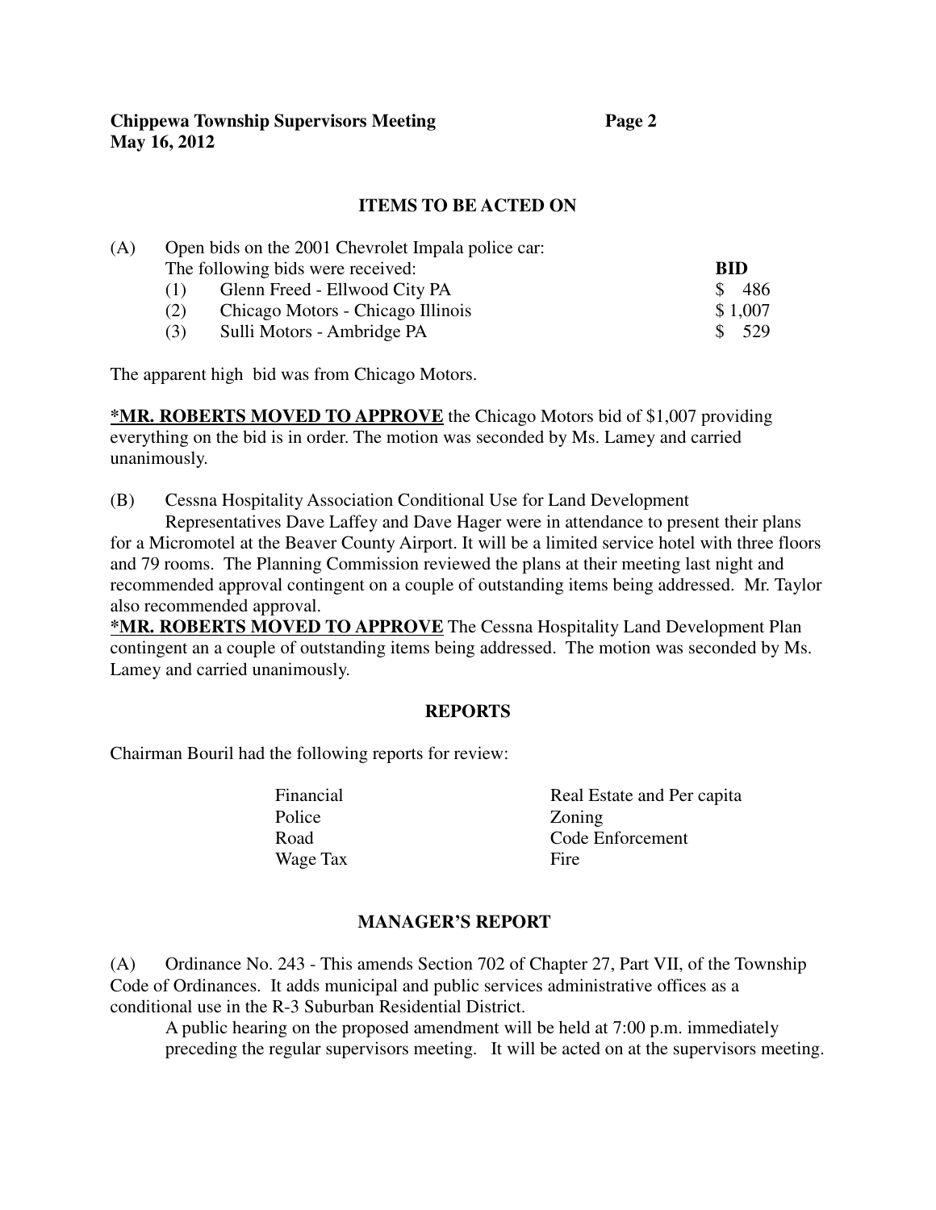## ITEMS TO BE ACTED ON

(A) Open bids on the 2001 Chevrolet Impala police car:

The following bids were received:

| | | BID |
|---|---|---|
| (1) | Glenn Freed - Ellwood City PA | $ 486 |
| (2) | Chicago Motors - Chicago Illinois | $ 1,007 |
| (3) | Sulli Motors - Ambridge PA | $ 529 |

The apparent high bid was from Chicago Motors.

***MR. ROBERTS MOVED TO APPROVE** the Chicago Motors bid of $1,007 providing everything on the bid is in order. The motion was seconded by Ms. Lamey and carried unanimously.

(B) Cessna Hospitality Association Conditional Use for Land Development

Representatives Dave Laffey and Dave Hager were in attendance to present their plans for a Micromotel at the Beaver County Airport. It will be a limited service hotel with three floors and 79 rooms. The Planning Commission reviewed the plans at their meeting last night and recommended approval contingent on a couple of outstanding items being addressed. Mr. Taylor also recommended approval.

***MR. ROBERTS MOVED TO APPROVE** The Cessna Hospitality Land Development Plan contingent an a couple of outstanding items being addressed. The motion was seconded by Ms. Lamey and carried unanimously.

## REPORTS

Chairman Bouril had the following reports for review:

| | |
|---|---|
| Financial | Real Estate and Per capita |
| Police | Zoning |
| Road | Code Enforcement |
| Wage Tax | Fire |

## MANAGER'S REPORT

(A) Ordinance No. 243 - This amends Section 702 of Chapter 27, Part VII, of the Township Code of Ordinances. It adds municipal and public services administrative offices as a conditional use in the R-3 Suburban Residential District.

A public hearing on the proposed amendment will be held at 7:00 p.m. immediately preceding the regular supervisors meeting. It will be acted on at the supervisors meeting.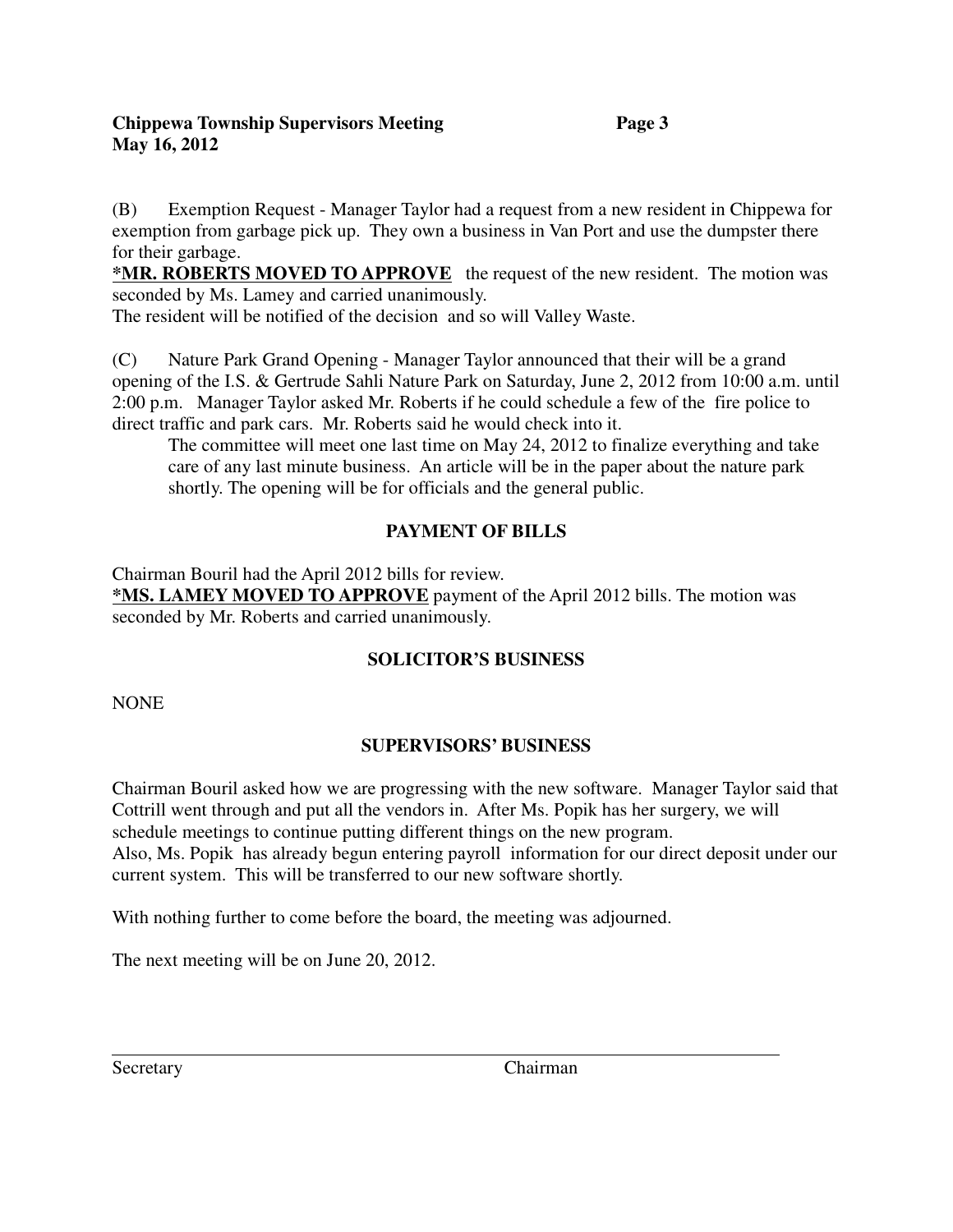(B) Exemption Request - Manager Taylor had a request from a new resident in Chippewa for exemption from garbage pick up. They own a business in Van Port and use the dumpster there for their garbage.

**<u>*MR. ROBERTS MOVED TO APPROVE</u>** the request of the new resident. The motion was seconded by Ms. Lamey and carried unanimously.

The resident will be notified of the decision and so will Valley Waste.

(C) Nature Park Grand Opening - Manager Taylor announced that their will be a grand opening of the I.S. & Gertrude Sahli Nature Park on Saturday, June 2, 2012 from 10:00 a.m. until 2:00 p.m. Manager Taylor asked Mr. Roberts if he could schedule a few of the fire police to direct traffic and park cars. Mr. Roberts said he would check into it.

The committee will meet one last time on May 24, 2012 to finalize everything and take care of any last minute business. An article will be in the paper about the nature park shortly. The opening will be for officials and the general public.

## PAYMENT OF BILLS

Chairman Bouril had the April 2012 bills for review.

**<u>*MS. LAMEY MOVED TO APPROVE</u>** payment of the April 2012 bills. The motion was seconded by Mr. Roberts and carried unanimously.

## SOLICITOR'S BUSINESS

NONE

## SUPERVISORS' BUSINESS

Chairman Bouril asked how we are progressing with the new software. Manager Taylor said that Cottrill went through and put all the vendors in. After Ms. Popik has her surgery, we will schedule meetings to continue putting different things on the new program.

Also, Ms. Popik has already begun entering payroll information for our direct deposit under our current system. This will be transferred to our new software shortly.

With nothing further to come before the board, the meeting was adjourned.

The next meeting will be on June 20, 2012.

Secretary Chairman